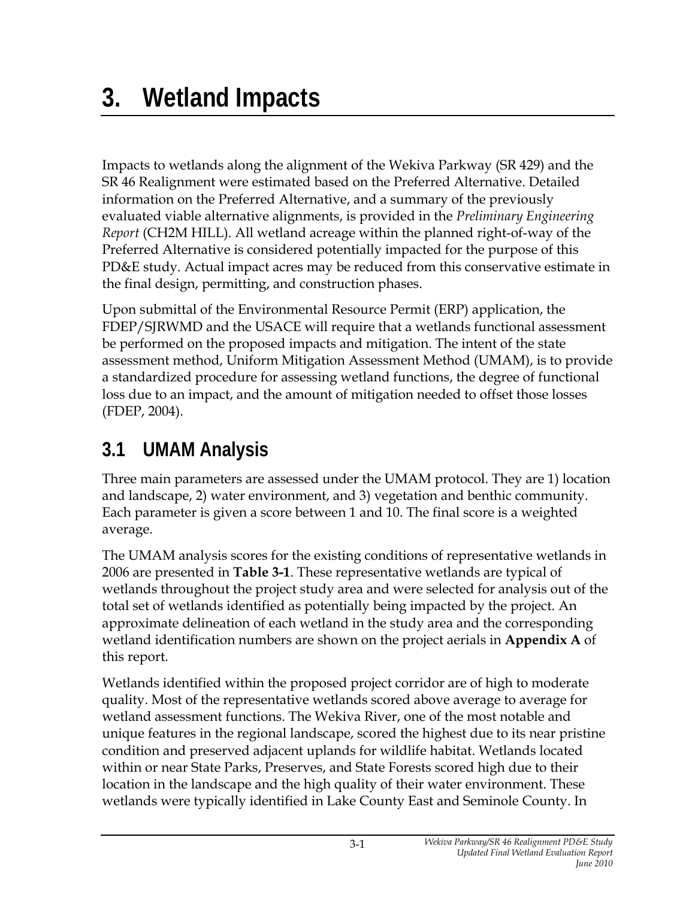# 3. Wetland Impacts

Impacts to wetlands along the alignment of the Wekiva Parkway (SR 429) and the SR 46 Realignment were estimated based on the Preferred Alternative. Detailed information on the Preferred Alternative, and a summary of the previously evaluated viable alternative alignments, is provided in the *Preliminary Engineering Report* (CH2M HILL). All wetland acreage within the planned right-of-way of the Preferred Alternative is considered potentially impacted for the purpose of this PD&E study. Actual impact acres may be reduced from this conservative estimate in the final design, permitting, and construction phases.

Upon submittal of the Environmental Resource Permit (ERP) application, the FDEP/SJRWMD and the USACE will require that a wetlands functional assessment be performed on the proposed impacts and mitigation. The intent of the state assessment method, Uniform Mitigation Assessment Method (UMAM), is to provide a standardized procedure for assessing wetland functions, the degree of functional loss due to an impact, and the amount of mitigation needed to offset those losses (FDEP, 2004).

## 3.1 UMAM Analysis

Three main parameters are assessed under the UMAM protocol. They are 1) location and landscape, 2) water environment, and 3) vegetation and benthic community. Each parameter is given a score between 1 and 10. The final score is a weighted average.

The UMAM analysis scores for the existing conditions of representative wetlands in 2006 are presented in **Table 3-1**. These representative wetlands are typical of wetlands throughout the project study area and were selected for analysis out of the total set of wetlands identified as potentially being impacted by the project. An approximate delineation of each wetland in the study area and the corresponding wetland identification numbers are shown on the project aerials in **Appendix A** of this report.

Wetlands identified within the proposed project corridor are of high to moderate quality. Most of the representative wetlands scored above average to average for wetland assessment functions. The Wekiva River, one of the most notable and unique features in the regional landscape, scored the highest due to its near pristine condition and preserved adjacent uplands for wildlife habitat. Wetlands located within or near State Parks, Preserves, and State Forests scored high due to their location in the landscape and the high quality of their water environment. These wetlands were typically identified in Lake County East and Seminole County. In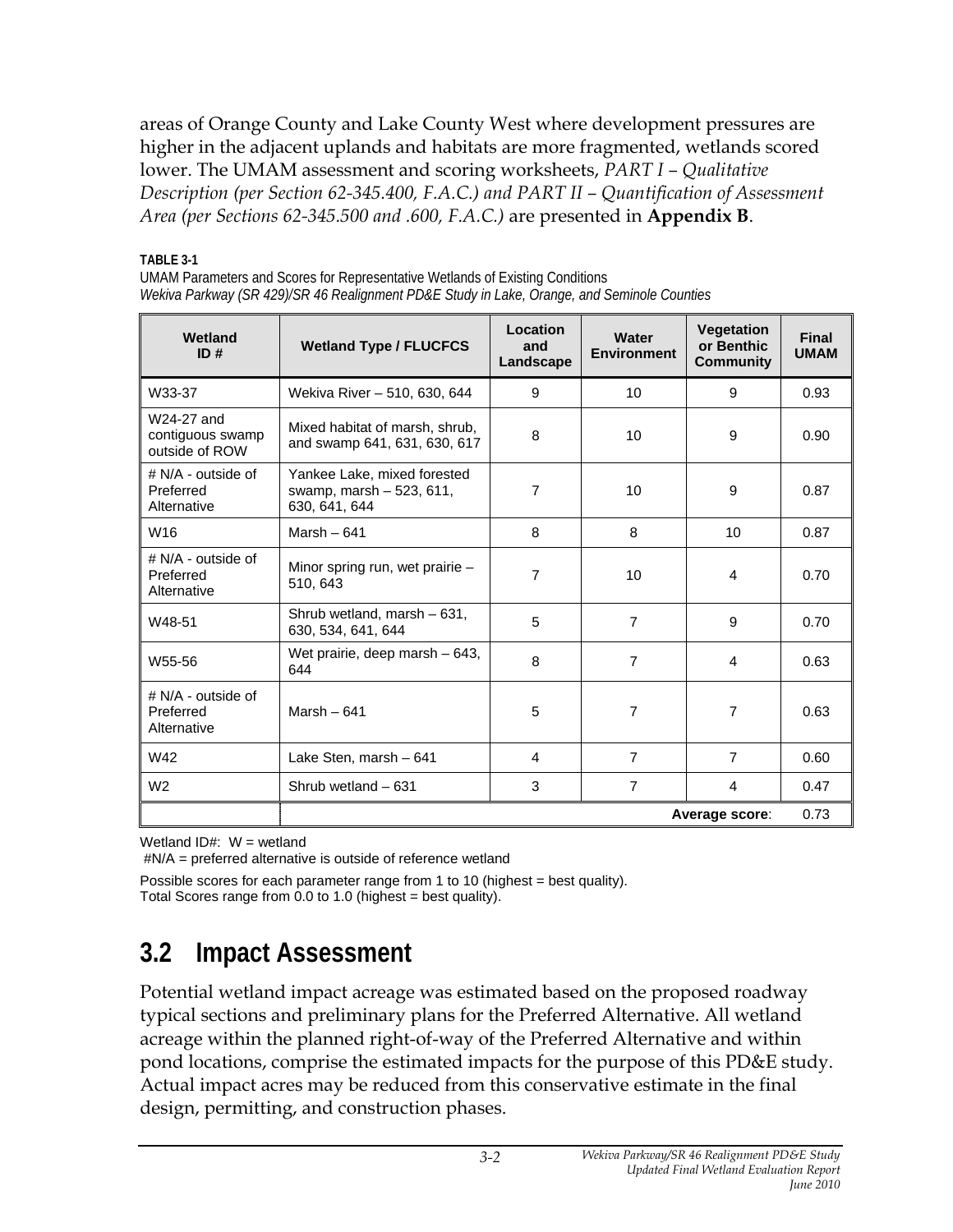areas of Orange County and Lake County West where development pressures are higher in the adjacent uplands and habitats are more fragmented, wetlands scored lower. The UMAM assessment and scoring worksheets, *PART I – Qualitative Description (per Section 62-345.400, F.A.C.) and PART II – Quantification of Assessment Area (per Sections 62-345.500 and .600, F.A.C.)* are presented in **Appendix B**.

**TABLE 3-1**
UMAM Parameters and Scores for Representative Wetlands of Existing Conditions
*Wekiva Parkway (SR 429)/SR 46 Realignment PD&E Study in Lake, Orange, and Seminole Counties*

| Wetland ID # | Wetland Type / FLUCFCS | Location and Landscape | Water Environment | Vegetation or Benthic Community | Final UMAM |
|---|---|---|---|---|---|
| W33-37 | Wekiva River – 510, 630, 644 | 9 | 10 | 9 | 0.93 |
| W24-27 and contiguous swamp outside of ROW | Mixed habitat of marsh, shrub, and swamp 641, 631, 630, 617 | 8 | 10 | 9 | 0.90 |
| # N/A - outside of Preferred Alternative | Yankee Lake, mixed forested swamp, marsh – 523, 611, 630, 641, 644 | 7 | 10 | 9 | 0.87 |
| W16 | Marsh – 641 | 8 | 8 | 10 | 0.87 |
| # N/A - outside of Preferred Alternative | Minor spring run, wet prairie – 510, 643 | 7 | 10 | 4 | 0.70 |
| W48-51 | Shrub wetland, marsh – 631, 630, 534, 641, 644 | 5 | 7 | 9 | 0.70 |
| W55-56 | Wet prairie, deep marsh – 643, 644 | 8 | 7 | 4 | 0.63 |
| # N/A - outside of Preferred Alternative | Marsh – 641 | 5 | 7 | 7 | 0.63 |
| W42 | Lake Sten, marsh – 641 | 4 | 7 | 7 | 0.60 |
| W2 | Shrub wetland – 631 | 3 | 7 | 4 | 0.47 |
| | | | | **Average score**: | 0.73 |

Wetland ID#: W = wetland
#N/A = preferred alternative is outside of reference wetland

Possible scores for each parameter range from 1 to 10 (highest = best quality).
Total Scores range from 0.0 to 1.0 (highest = best quality).

## 3.2 Impact Assessment

Potential wetland impact acreage was estimated based on the proposed roadway typical sections and preliminary plans for the Preferred Alternative. All wetland acreage within the planned right-of-way of the Preferred Alternative and within pond locations, comprise the estimated impacts for the purpose of this PD&E study. Actual impact acres may be reduced from this conservative estimate in the final design, permitting, and construction phases.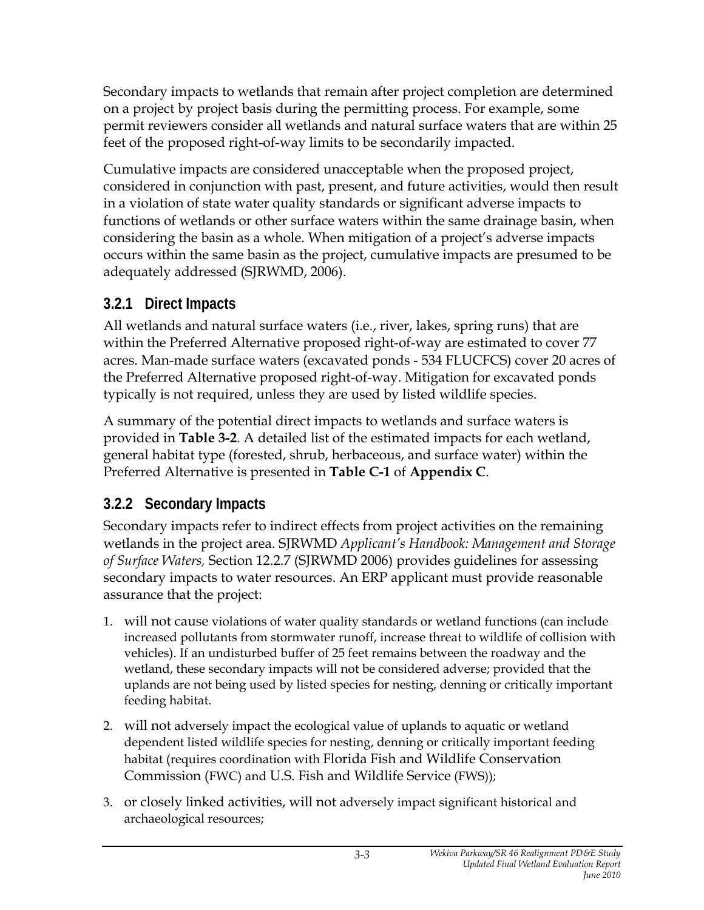Secondary impacts to wetlands that remain after project completion are determined on a project by project basis during the permitting process. For example, some permit reviewers consider all wetlands and natural surface waters that are within 25 feet of the proposed right-of-way limits to be secondarily impacted.

Cumulative impacts are considered unacceptable when the proposed project, considered in conjunction with past, present, and future activities, would then result in a violation of state water quality standards or significant adverse impacts to functions of wetlands or other surface waters within the same drainage basin, when considering the basin as a whole. When mitigation of a project's adverse impacts occurs within the same basin as the project, cumulative impacts are presumed to be adequately addressed (SJRWMD, 2006).

### 3.2.1 Direct Impacts

All wetlands and natural surface waters (i.e., river, lakes, spring runs) that are within the Preferred Alternative proposed right-of-way are estimated to cover 77 acres. Man-made surface waters (excavated ponds - 534 FLUCFCS) cover 20 acres of the Preferred Alternative proposed right-of-way. Mitigation for excavated ponds typically is not required, unless they are used by listed wildlife species.

A summary of the potential direct impacts to wetlands and surface waters is provided in **Table 3-2**. A detailed list of the estimated impacts for each wetland, general habitat type (forested, shrub, herbaceous, and surface water) within the Preferred Alternative is presented in **Table C-1** of **Appendix C**.

### 3.2.2 Secondary Impacts

Secondary impacts refer to indirect effects from project activities on the remaining wetlands in the project area. SJRWMD *Applicant's Handbook: Management and Storage of Surface Waters,* Section 12.2.7 (SJRWMD 2006) provides guidelines for assessing secondary impacts to water resources. An ERP applicant must provide reasonable assurance that the project:

1. will not cause violations of water quality standards or wetland functions (can include increased pollutants from stormwater runoff, increase threat to wildlife of collision with vehicles). If an undisturbed buffer of 25 feet remains between the roadway and the wetland, these secondary impacts will not be considered adverse; provided that the uplands are not being used by listed species for nesting, denning or critically important feeding habitat.
2. will not adversely impact the ecological value of uplands to aquatic or wetland dependent listed wildlife species for nesting, denning or critically important feeding habitat (requires coordination with Florida Fish and Wildlife Conservation Commission (FWC) and U.S. Fish and Wildlife Service (FWS));
3. or closely linked activities, will not adversely impact significant historical and archaeological resources;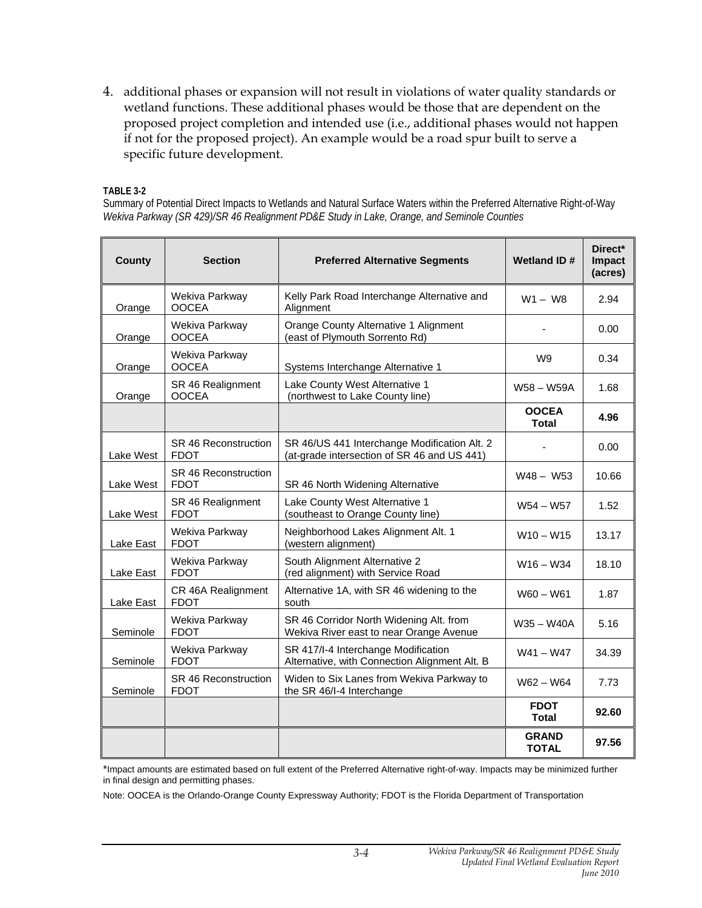4. additional phases or expansion will not result in violations of water quality standards or wetland functions. These additional phases would be those that are dependent on the proposed project completion and intended use (i.e., additional phases would not happen if not for the proposed project). An example would be a road spur built to serve a specific future development.

**TABLE 3-2**
Summary of Potential Direct Impacts to Wetlands and Natural Surface Waters within the Preferred Alternative Right-of-Way
*Wekiva Parkway (SR 429)/SR 46 Realignment PD&E Study in Lake, Orange, and Seminole Counties*

| County | Section | Preferred Alternative Segments | Wetland ID # | Direct* Impact (acres) |
|---|---|---|---|---|
| Orange | Wekiva Parkway OOCEA | Kelly Park Road Interchange Alternative and Alignment | W1 – W8 | 2.94 |
| Orange | Wekiva Parkway OOCEA | Orange County Alternative 1 Alignment (east of Plymouth Sorrento Rd) | - | 0.00 |
| Orange | Wekiva Parkway OOCEA | Systems Interchange Alternative 1 | W9 | 0.34 |
| Orange | SR 46 Realignment OOCEA | Lake County West Alternative 1 (northwest to Lake County line) | W58 – W59A | 1.68 |
| | | | **OOCEA Total** | **4.96** |
| Lake West | SR 46 Reconstruction FDOT | SR 46/US 441 Interchange Modification Alt. 2 (at-grade intersection of SR 46 and US 441) | - | 0.00 |
| Lake West | SR 46 Reconstruction FDOT | SR 46 North Widening Alternative | W48 – W53 | 10.66 |
| Lake West | SR 46 Realignment FDOT | Lake County West Alternative 1 (southeast to Orange County line) | W54 – W57 | 1.52 |
| Lake East | Wekiva Parkway FDOT | Neighborhood Lakes Alignment Alt. 1 (western alignment) | W10 – W15 | 13.17 |
| Lake East | Wekiva Parkway FDOT | South Alignment Alternative 2 (red alignment) with Service Road | W16 – W34 | 18.10 |
| Lake East | CR 46A Realignment FDOT | Alternative 1A, with SR 46 widening to the south | W60 – W61 | 1.87 |
| Seminole | Wekiva Parkway FDOT | SR 46 Corridor North Widening Alt. from Wekiva River east to near Orange Avenue | W35 – W40A | 5.16 |
| Seminole | Wekiva Parkway FDOT | SR 417/I-4 Interchange Modification Alternative, with Connection Alignment Alt. B | W41 – W47 | 34.39 |
| Seminole | SR 46 Reconstruction FDOT | Widen to Six Lanes from Wekiva Parkway to the SR 46/I-4 Interchange | W62 – W64 | 7.73 |
| | | | **FDOT Total** | **92.60** |
| | | | **GRAND TOTAL** | **97.56** |

*Impact amounts are estimated based on full extent of the Preferred Alternative right-of-way. Impacts may be minimized further in final design and permitting phases.

Note: OOCEA is the Orlando-Orange County Expressway Authority; FDOT is the Florida Department of Transportation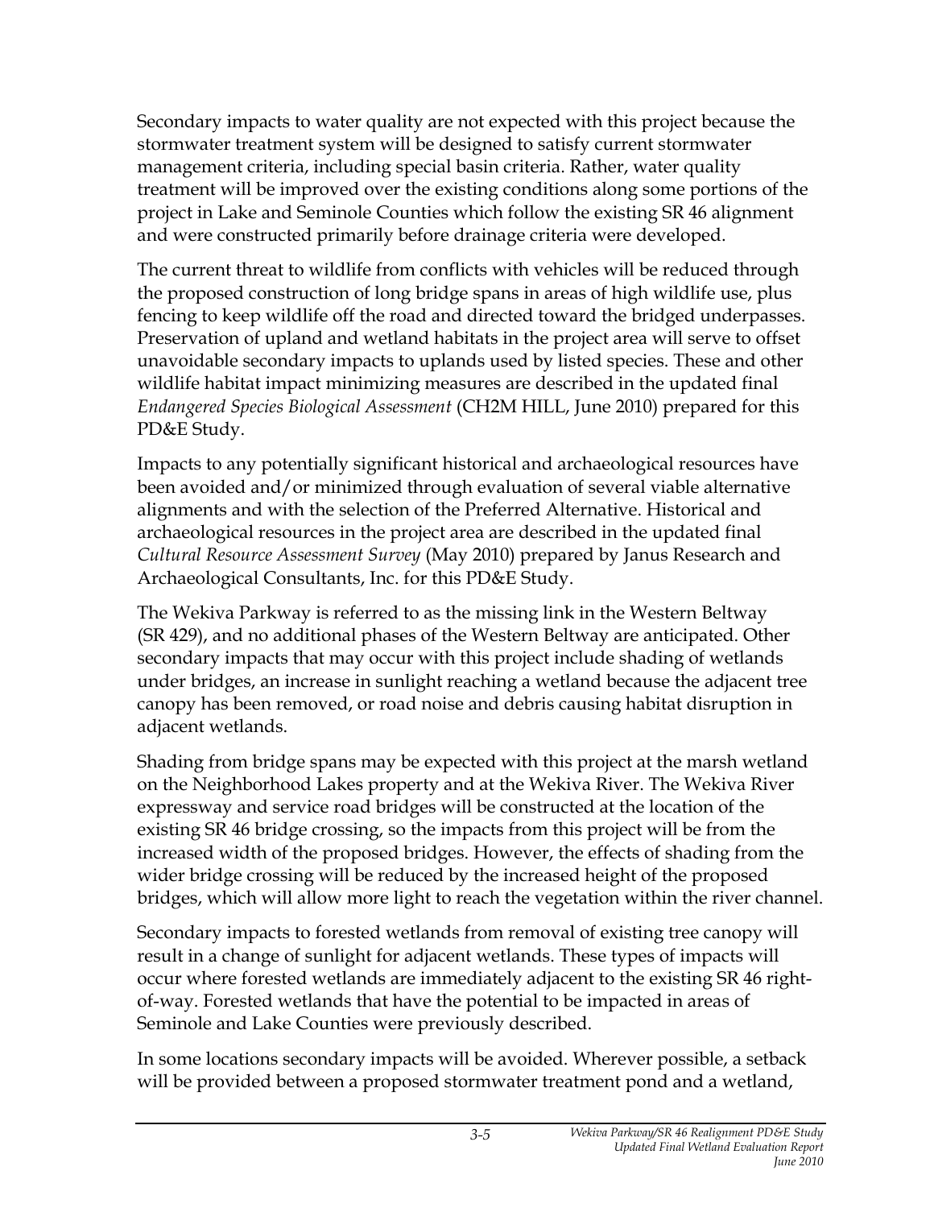Secondary impacts to water quality are not expected with this project because the stormwater treatment system will be designed to satisfy current stormwater management criteria, including special basin criteria. Rather, water quality treatment will be improved over the existing conditions along some portions of the project in Lake and Seminole Counties which follow the existing SR 46 alignment and were constructed primarily before drainage criteria were developed.

The current threat to wildlife from conflicts with vehicles will be reduced through the proposed construction of long bridge spans in areas of high wildlife use, plus fencing to keep wildlife off the road and directed toward the bridged underpasses. Preservation of upland and wetland habitats in the project area will serve to offset unavoidable secondary impacts to uplands used by listed species. These and other wildlife habitat impact minimizing measures are described in the updated final *Endangered Species Biological Assessment* (CH2M HILL, June 2010) prepared for this PD&E Study.

Impacts to any potentially significant historical and archaeological resources have been avoided and/or minimized through evaluation of several viable alternative alignments and with the selection of the Preferred Alternative. Historical and archaeological resources in the project area are described in the updated final *Cultural Resource Assessment Survey* (May 2010) prepared by Janus Research and Archaeological Consultants, Inc. for this PD&E Study.

The Wekiva Parkway is referred to as the missing link in the Western Beltway (SR 429), and no additional phases of the Western Beltway are anticipated. Other secondary impacts that may occur with this project include shading of wetlands under bridges, an increase in sunlight reaching a wetland because the adjacent tree canopy has been removed, or road noise and debris causing habitat disruption in adjacent wetlands.

Shading from bridge spans may be expected with this project at the marsh wetland on the Neighborhood Lakes property and at the Wekiva River. The Wekiva River expressway and service road bridges will be constructed at the location of the existing SR 46 bridge crossing, so the impacts from this project will be from the increased width of the proposed bridges. However, the effects of shading from the wider bridge crossing will be reduced by the increased height of the proposed bridges, which will allow more light to reach the vegetation within the river channel.

Secondary impacts to forested wetlands from removal of existing tree canopy will result in a change of sunlight for adjacent wetlands. These types of impacts will occur where forested wetlands are immediately adjacent to the existing SR 46 right-of-way. Forested wetlands that have the potential to be impacted in areas of Seminole and Lake Counties were previously described.

In some locations secondary impacts will be avoided. Wherever possible, a setback will be provided between a proposed stormwater treatment pond and a wetland,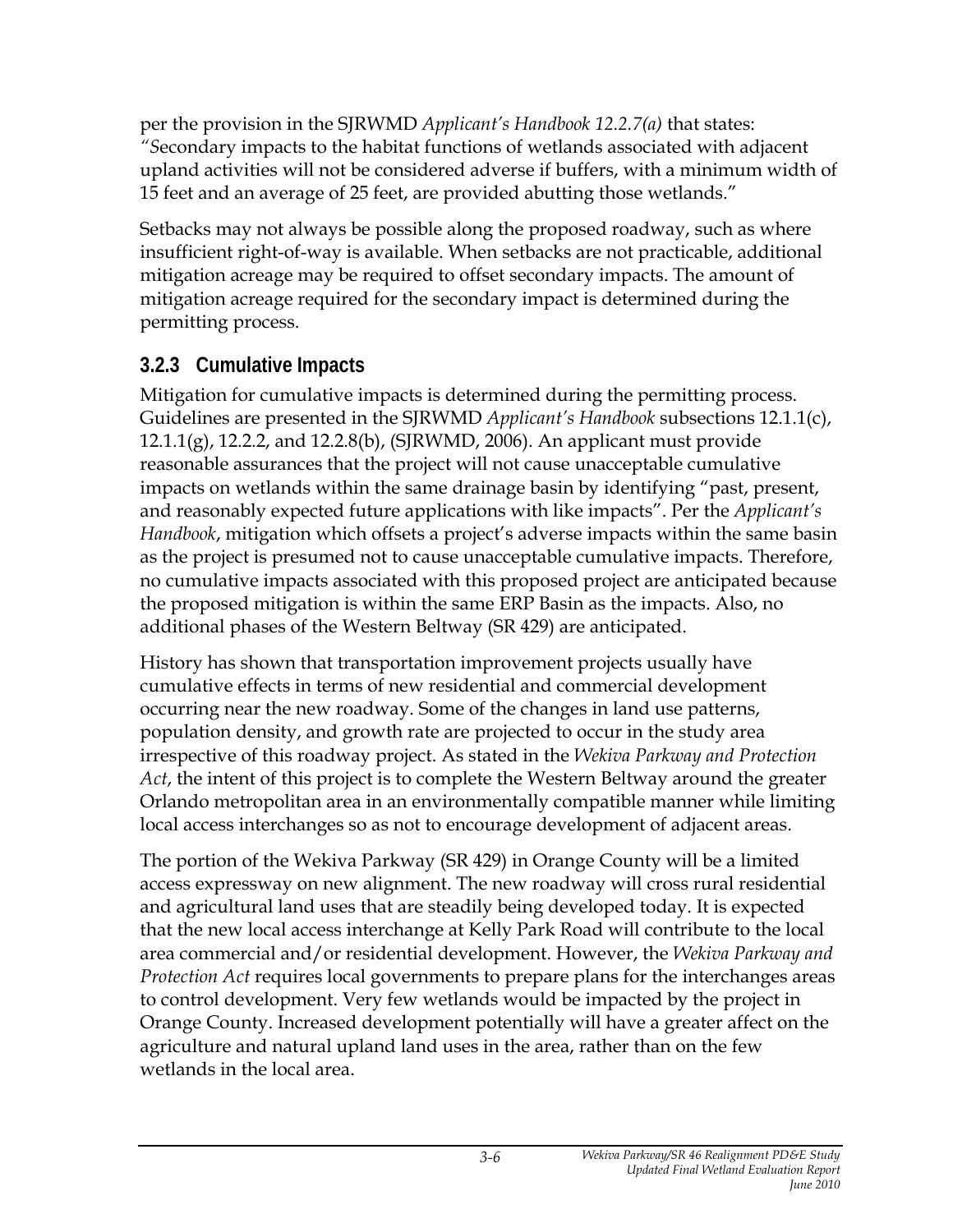per the provision in the SJRWMD *Applicant's Handbook 12.2.7(a)* that states: "Secondary impacts to the habitat functions of wetlands associated with adjacent upland activities will not be considered adverse if buffers, with a minimum width of 15 feet and an average of 25 feet, are provided abutting those wetlands."

Setbacks may not always be possible along the proposed roadway, such as where insufficient right-of-way is available. When setbacks are not practicable, additional mitigation acreage may be required to offset secondary impacts. The amount of mitigation acreage required for the secondary impact is determined during the permitting process.

### 3.2.3 Cumulative Impacts

Mitigation for cumulative impacts is determined during the permitting process. Guidelines are presented in the SJRWMD *Applicant's Handbook* subsections 12.1.1(c), 12.1.1(g), 12.2.2, and 12.2.8(b), (SJRWMD, 2006). An applicant must provide reasonable assurances that the project will not cause unacceptable cumulative impacts on wetlands within the same drainage basin by identifying "past, present, and reasonably expected future applications with like impacts". Per the *Applicant's Handbook*, mitigation which offsets a project's adverse impacts within the same basin as the project is presumed not to cause unacceptable cumulative impacts. Therefore, no cumulative impacts associated with this proposed project are anticipated because the proposed mitigation is within the same ERP Basin as the impacts. Also, no additional phases of the Western Beltway (SR 429) are anticipated.

History has shown that transportation improvement projects usually have cumulative effects in terms of new residential and commercial development occurring near the new roadway. Some of the changes in land use patterns, population density, and growth rate are projected to occur in the study area irrespective of this roadway project. As stated in the *Wekiva Parkway and Protection Act*, the intent of this project is to complete the Western Beltway around the greater Orlando metropolitan area in an environmentally compatible manner while limiting local access interchanges so as not to encourage development of adjacent areas.

The portion of the Wekiva Parkway (SR 429) in Orange County will be a limited access expressway on new alignment. The new roadway will cross rural residential and agricultural land uses that are steadily being developed today. It is expected that the new local access interchange at Kelly Park Road will contribute to the local area commercial and/or residential development. However, the *Wekiva Parkway and Protection Act* requires local governments to prepare plans for the interchanges areas to control development. Very few wetlands would be impacted by the project in Orange County. Increased development potentially will have a greater affect on the agriculture and natural upland land uses in the area, rather than on the few wetlands in the local area.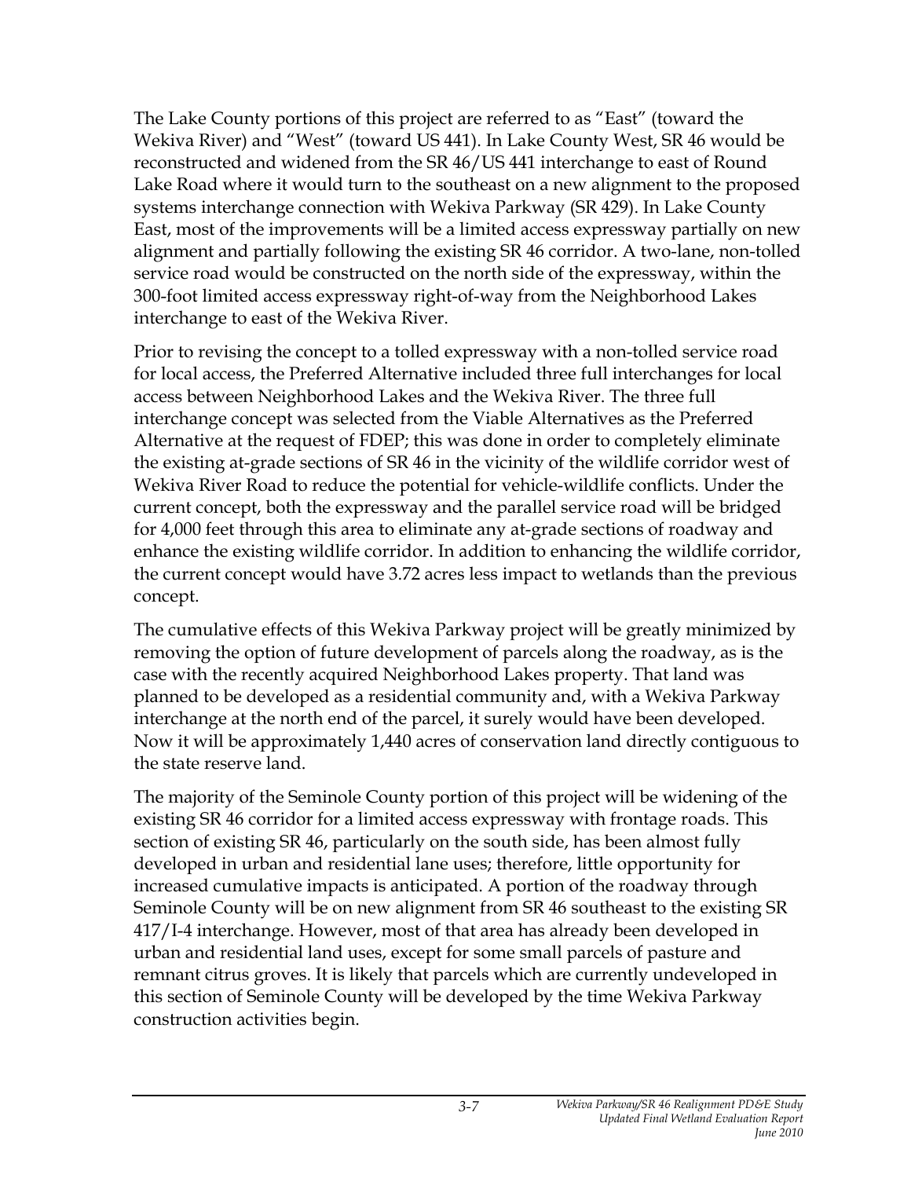The Lake County portions of this project are referred to as "East" (toward the Wekiva River) and "West" (toward US 441). In Lake County West, SR 46 would be reconstructed and widened from the SR 46/US 441 interchange to east of Round Lake Road where it would turn to the southeast on a new alignment to the proposed systems interchange connection with Wekiva Parkway (SR 429). In Lake County East, most of the improvements will be a limited access expressway partially on new alignment and partially following the existing SR 46 corridor. A two-lane, non-tolled service road would be constructed on the north side of the expressway, within the 300-foot limited access expressway right-of-way from the Neighborhood Lakes interchange to east of the Wekiva River.

Prior to revising the concept to a tolled expressway with a non-tolled service road for local access, the Preferred Alternative included three full interchanges for local access between Neighborhood Lakes and the Wekiva River. The three full interchange concept was selected from the Viable Alternatives as the Preferred Alternative at the request of FDEP; this was done in order to completely eliminate the existing at-grade sections of SR 46 in the vicinity of the wildlife corridor west of Wekiva River Road to reduce the potential for vehicle-wildlife conflicts. Under the current concept, both the expressway and the parallel service road will be bridged for 4,000 feet through this area to eliminate any at-grade sections of roadway and enhance the existing wildlife corridor. In addition to enhancing the wildlife corridor, the current concept would have 3.72 acres less impact to wetlands than the previous concept.

The cumulative effects of this Wekiva Parkway project will be greatly minimized by removing the option of future development of parcels along the roadway, as is the case with the recently acquired Neighborhood Lakes property. That land was planned to be developed as a residential community and, with a Wekiva Parkway interchange at the north end of the parcel, it surely would have been developed. Now it will be approximately 1,440 acres of conservation land directly contiguous to the state reserve land.

The majority of the Seminole County portion of this project will be widening of the existing SR 46 corridor for a limited access expressway with frontage roads. This section of existing SR 46, particularly on the south side, has been almost fully developed in urban and residential lane uses; therefore, little opportunity for increased cumulative impacts is anticipated. A portion of the roadway through Seminole County will be on new alignment from SR 46 southeast to the existing SR 417/I-4 interchange. However, most of that area has already been developed in urban and residential land uses, except for some small parcels of pasture and remnant citrus groves. It is likely that parcels which are currently undeveloped in this section of Seminole County will be developed by the time Wekiva Parkway construction activities begin.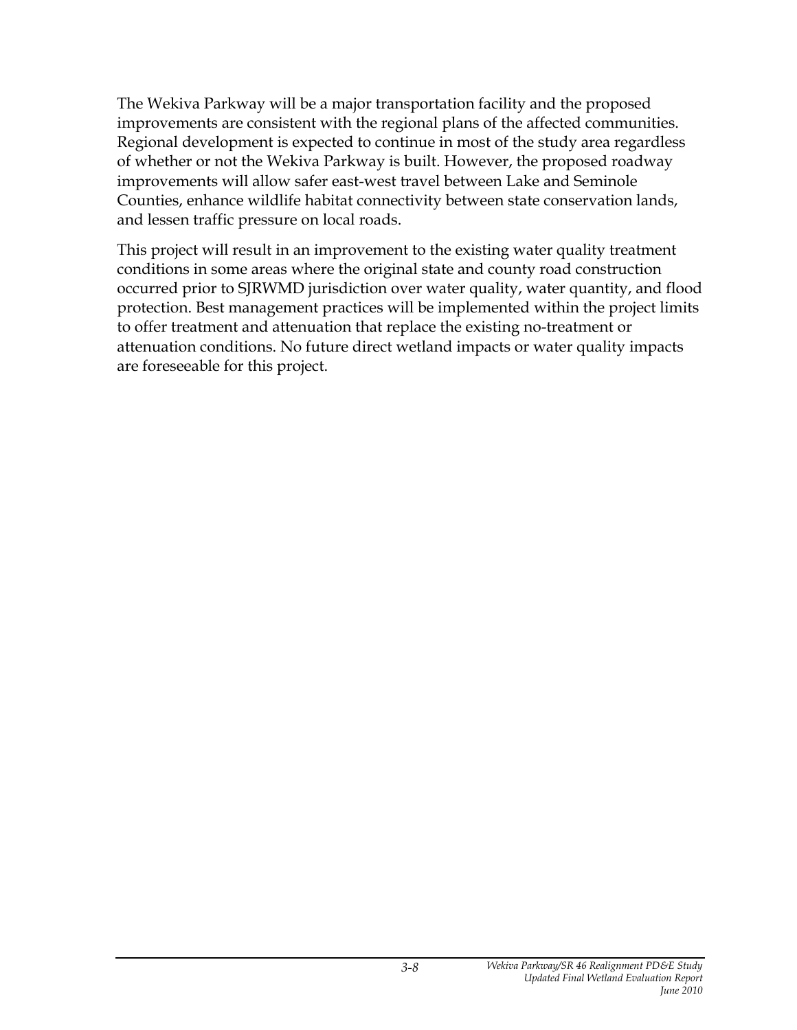The Wekiva Parkway will be a major transportation facility and the proposed improvements are consistent with the regional plans of the affected communities. Regional development is expected to continue in most of the study area regardless of whether or not the Wekiva Parkway is built. However, the proposed roadway improvements will allow safer east-west travel between Lake and Seminole Counties, enhance wildlife habitat connectivity between state conservation lands, and lessen traffic pressure on local roads.

This project will result in an improvement to the existing water quality treatment conditions in some areas where the original state and county road construction occurred prior to SJRWMD jurisdiction over water quality, water quantity, and flood protection. Best management practices will be implemented within the project limits to offer treatment and attenuation that replace the existing no-treatment or attenuation conditions. No future direct wetland impacts or water quality impacts are foreseeable for this project.